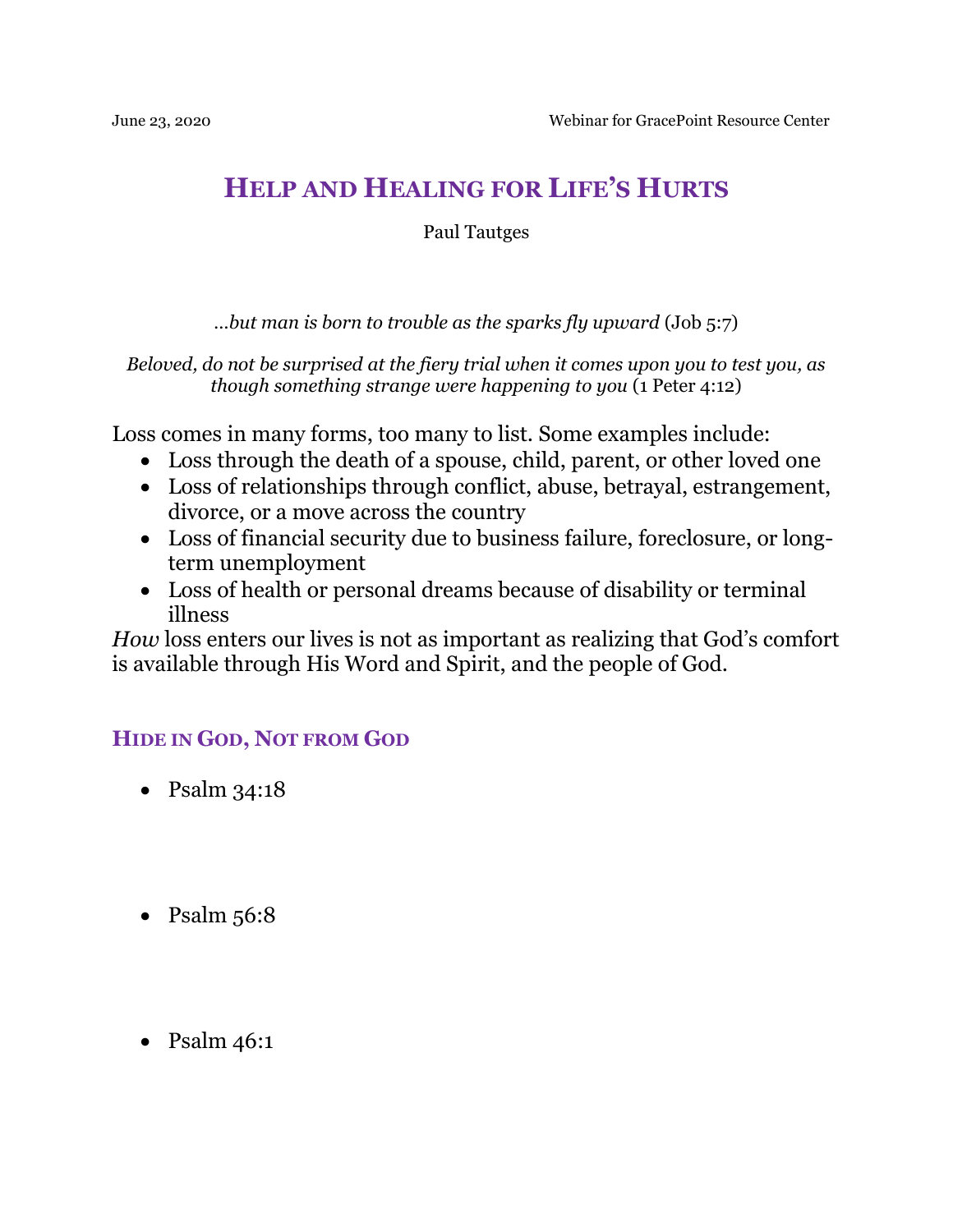June 23, 2020 Webinar for GracePoint Resource Center

# Help and Healing for Life's Hurts

Paul Tautges

*…but man is born to trouble as the sparks fly upward* (Job 5:7)

*Beloved, do not be surprised at the fiery trial when it comes upon you to test you, as though something strange were happening to you* (1 Peter 4:12)

Loss comes in many forms, too many to list. Some examples include:

- Loss through the death of a spouse, child, parent, or other loved one
- Loss of relationships through conflict, abuse, betrayal, estrangement, divorce, or a move across the country
- Loss of financial security due to business failure, foreclosure, or long-term unemployment
- Loss of health or personal dreams because of disability or terminal illness

*How* loss enters our lives is not as important as realizing that God's comfort is available through His Word and Spirit, and the people of God.

## Hide in God, Not from God

- Psalm 34:18

- Psalm 56:8

- Psalm 46:1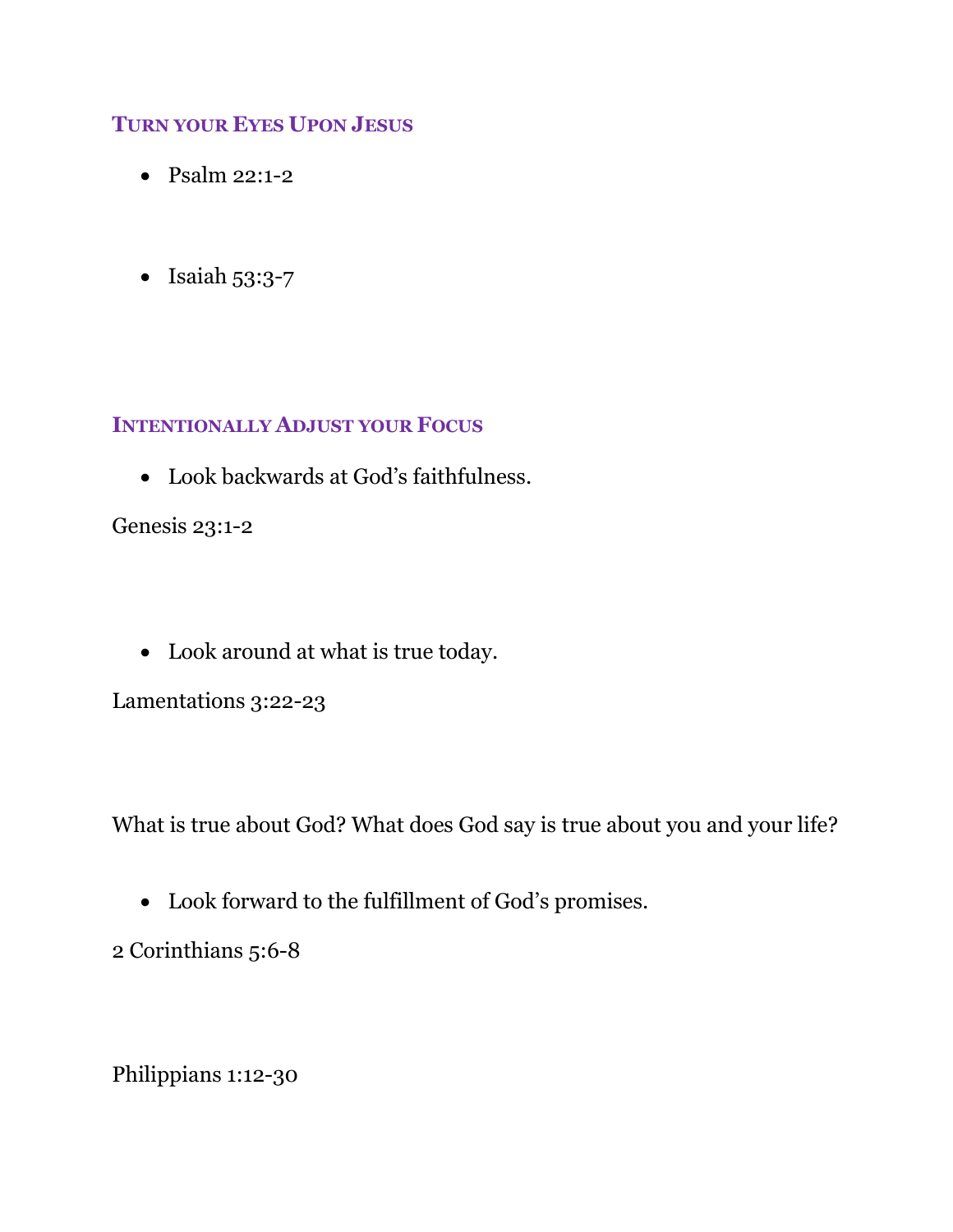## Turn your Eyes Upon Jesus

- Psalm 22:1-2

- Isaiah 53:3-7

## Intentionally Adjust your Focus

- Look backwards at God's faithfulness.

Genesis 23:1-2

- Look around at what is true today.

Lamentations 3:22-23

What is true about God? What does God say is true about you and your life?

- Look forward to the fulfillment of God's promises.

2 Corinthians 5:6-8

Philippians 1:12-30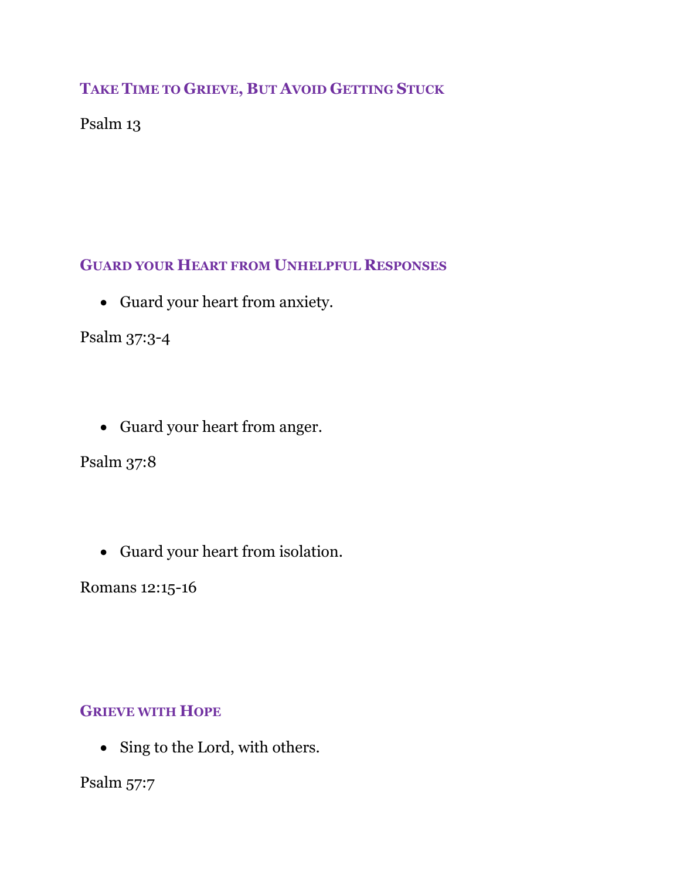## Take Time to Grieve, But Avoid Getting Stuck

Psalm 13

## Guard your Heart from Unhelpful Responses

- Guard your heart from anxiety.

Psalm 37:3-4

- Guard your heart from anger.

Psalm 37:8

- Guard your heart from isolation.

Romans 12:15-16

## Grieve with Hope

- Sing to the Lord, with others.

Psalm 57:7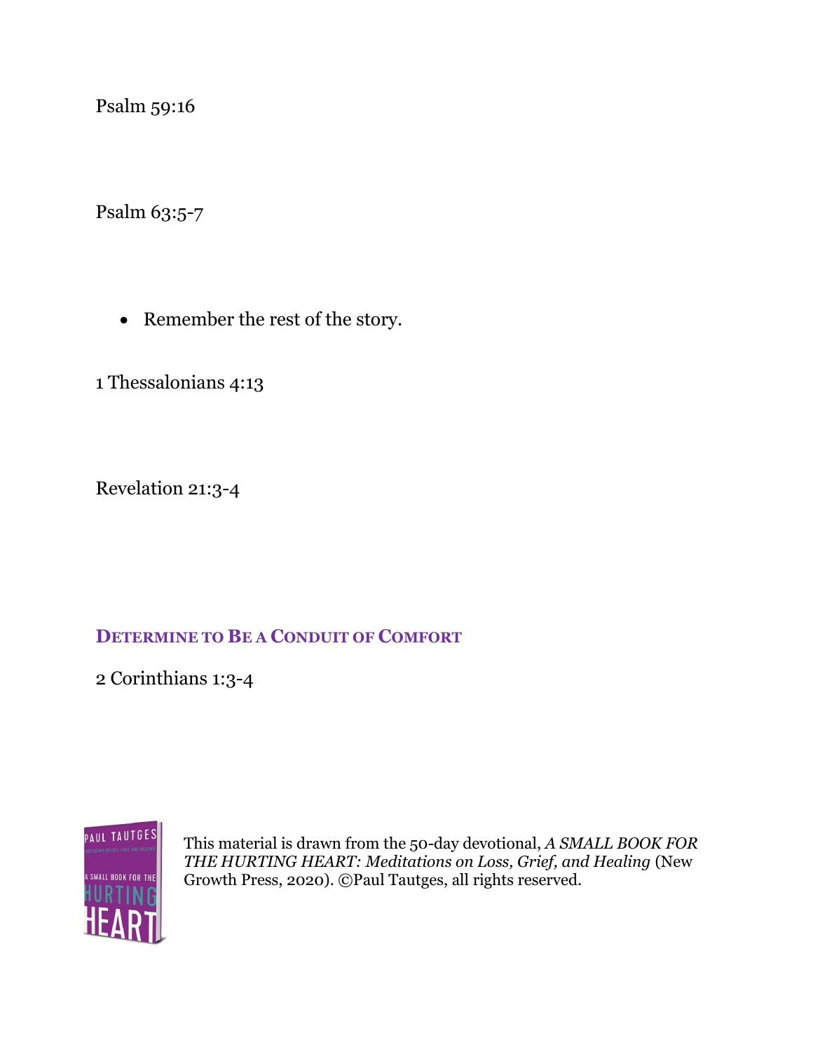Psalm 59:16

Psalm 63:5-7

- Remember the rest of the story.

1 Thessalonians 4:13

Revelation 21:3-4

### DETERMINE TO BE A CONDUIT OF COMFORT

2 Corinthians 1:3-4

This material is drawn from the 50-day devotional, *A SMALL BOOK FOR THE HURTING HEART: Meditations on Loss, Grief, and Healing* (New Growth Press, 2020). ©Paul Tautges, all rights reserved.